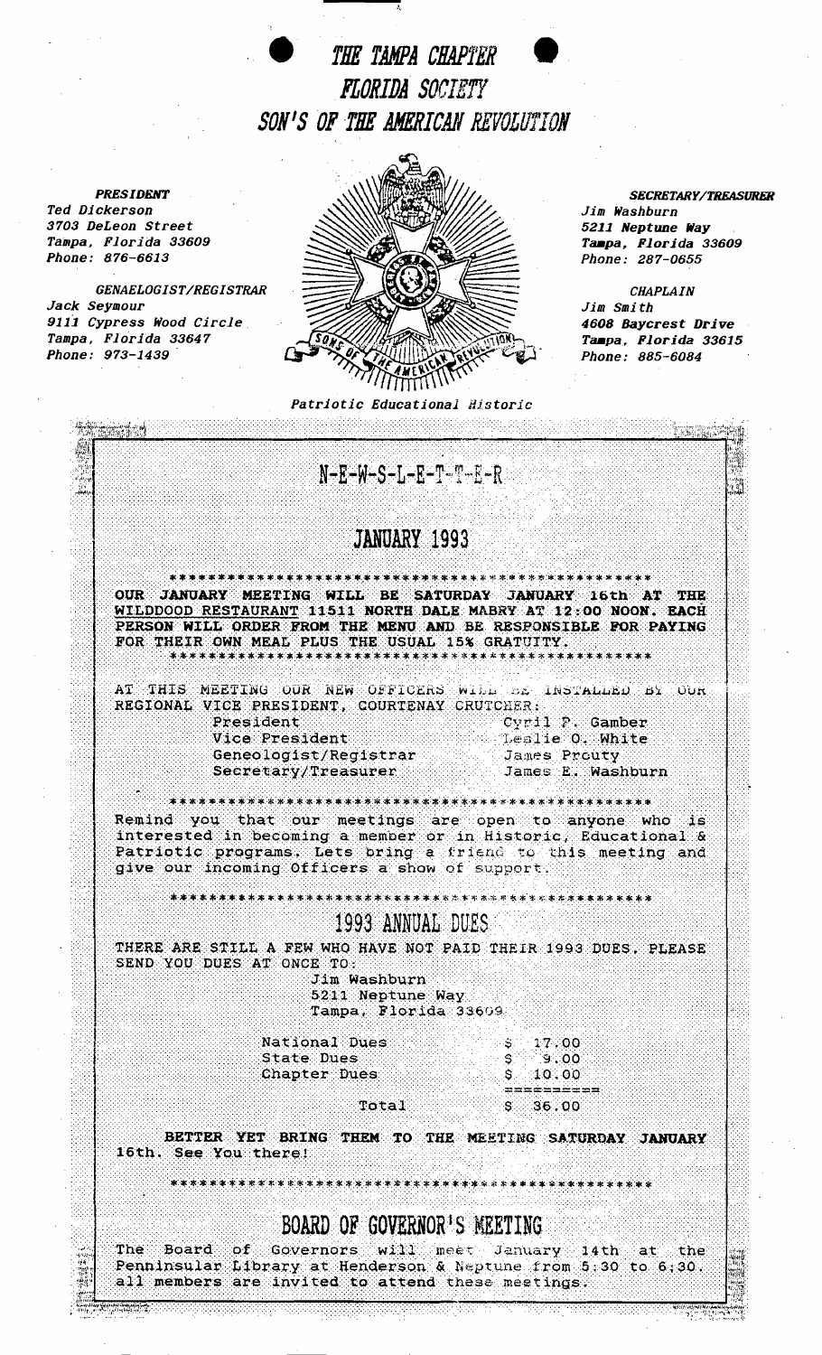# THE TAMPA CHAPTER
# FLORIDA SOCIETY
# SON'S OF THE AMERICAN REVOLUTION

***PRESIDENT***
*Ted Dickerson*
*3703 DeLeon Street*
*Tampa, Florida 33609*
*Phone: 876-6613*

***GENAELOGIST/REGISTRAR***
*Jack Seymour*
*9111 Cypress Wood Circle*
*Tampa, Florida 33647*
*Phone: 973-1439*

***SECRETARY/TREASURER***
***Jim Washburn***
***5211 Neptune Way***
***Tampa, Florida 33609***
***Phone: 287-0655***

***CHAPLAIN***
***Jim Smith***
***4608 Baycrest Drive***
***Tampa, Florida 33615***
***Phone: 885-6084***

*Patriotic Educational Historic*

## N-E-W-S-L-E-T-T-E-R

## JANUARY 1993

\*\*\*\*\*\*\*\*\*\*\*\*\*\*\*\*\*\*\*\*\*\*\*\*\*\*\*\*\*\*\*\*\*\*\*\*\*\*\*\*\*\*\*\*\*\*\*\*

**OUR JANUARY MEETING WILL BE SATURDAY JANUARY 16th AT THE WILDDOOD RESTAURANT 11511 NORTH DALE MABRY AT 12:00 NOON. EACH PERSON WILL ORDER FROM THE MENU AND BE RESPONSIBLE FOR PAYING FOR THEIR OWN MEAL PLUS THE USUAL 15% GRATUITY.**

\*\*\*\*\*\*\*\*\*\*\*\*\*\*\*\*\*\*\*\*\*\*\*\*\*\*\*\*\*\*\*\*\*\*\*\*\*\*\*\*\*\*\*\*\*\*\*\*

AT THIS MEETING OUR NEW OFFICERS WILL BE INSTALLED BY OUR REGIONAL VICE PRESIDENT, COURTENAY CRUTCHER:

| | |
|---|---|
| President | Cyril P. Gamber |
| Vice President | Leslie O. White |
| Geneologist/Registrar | James Prouty |
| Secretary/Treasurer | James E. Washburn |

\*\*\*\*\*\*\*\*\*\*\*\*\*\*\*\*\*\*\*\*\*\*\*\*\*\*\*\*\*\*\*\*\*\*\*\*\*\*\*\*\*\*\*\*\*\*\*\*

Remind you that our meetings are open to anyone who is interested in becoming a member or in Historic, Educational & Patriotic programs. Lets bring a friend to this meeting and give our incoming Officers a show of support.

\*\*\*\*\*\*\*\*\*\*\*\*\*\*\*\*\*\*\*\*\*\*\*\*\*\*\*\*\*\*\*\*\*\*\*\*\*\*\*\*\*\*\*\*\*\*\*\*

## 1993 ANNUAL DUES

THERE ARE STILL A FEW WHO HAVE NOT PAID THEIR 1993 DUES. PLEASE SEND YOU DUES AT ONCE TO:

Jim Washburn
5211 Neptune Way
Tampa, Florida 33609

| | |
|---|---|
| National Dues | $ 17.00 |
| State Dues | $ 9.00 |
| Chapter Dues | $ 10.00 |
| Total | $ 36.00 |

**BETTER YET BRING THEM TO THE MEETING SATURDAY JANUARY 16th. See You there!**

\*\*\*\*\*\*\*\*\*\*\*\*\*\*\*\*\*\*\*\*\*\*\*\*\*\*\*\*\*\*\*\*\*\*\*\*\*\*\*\*\*\*\*\*\*\*\*\*

## BOARD OF GOVERNOR'S MEETING

The Board of Governors will meet January 14th at the Penninsular Library at Henderson & Neptune from 5:30 to 6:30. all members are invited to attend these meetings.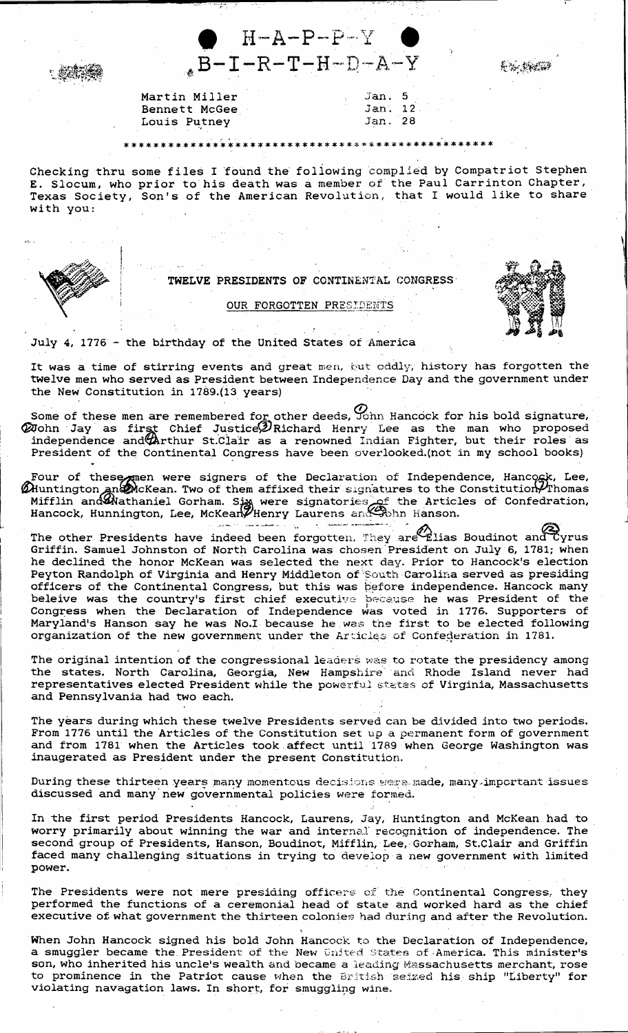# H-A-P-P-Y B-I-R-T-H-D-A-Y

| | |
|---|---|
| Martin Miller | Jan. 5 |
| Bennett McGee | Jan. 12 |
| Louis Putney | Jan. 28 |

**************************************************

Checking thru some files I found the following complied by Compatriot Stephen E. Slocum, who prior to his death was a member of the Paul Carrinton Chapter, Texas Society, Son's of the American Revolution, that I would like to share with you:

## TWELVE PRESIDENTS OF CONTINENTAL CONGRESS

### OUR FORGOTTEN PRESIDENTS

July 4, 1776 - the birthday of the United States of America

It was a time of stirring events and great men, but oddly, history has forgotten the twelve men who served as President between Independence Day and the government under the New Constitution in 1789.(13 years)

Some of these men are remembered for other deeds, (1)John Hancock for his bold signature, (2)John Jay as first Chief Justice(3)Richard Henry Lee as the man who proposed independence and(4)Arthur St.Clair as a renowned Indian Fighter, but their roles as President of the Continental Congress have been overlooked.(not in my school books)

Four of these men were signers of the Declaration of Independence, Hancock, Lee, (5)Huntington and(6)McKean. Two of them affixed their signatures to the Constitution(7)Thomas Mifflin and(8)Nathaniel Gorham. Six were signatories of the Articles of Confedration, Hancock, Hunnington, Lee, McKean(9)Henry Laurens and(10)John Hanson.

The other Presidents have indeed been forgotten. They are(11)Elias Boudinot and(12)Cyrus Griffin. Samuel Johnston of North Carolina was chosen President on July 6, 1781; when he declined the honor McKean was selected the next day. Prior to Hancock's election Peyton Randolph of Virginia and Henry Middleton of South Carolina served as presiding officers of the Continental Congress, but this was before independence. Hancock many beleive was the country's first chief executive because he was President of the Congress when the Declaration of Independence was voted in 1776. Supporters of Maryland's Hanson say he was No.I because he was the first to be elected following organization of the new government under the Articles of Confederation in 1781.

The original intention of the congressional leaders was to rotate the presidency among the states. North Carolina, Georgia, New Hampshire and Rhode Island never had representatives elected President while the powerful states of Virginia, Massachusetts and Pennsylvania had two each.

The years during which these twelve Presidents served can be divided into two periods. From 1776 until the Articles of the Constitution set up a permanent form of government and from 1781 when the Articles took affect until 1789 when George Washington was inaugerated as President under the present Constitution.

During these thirteen years many momentous decisions were made, many important issues discussed and many new governmental policies were formed.

In the first period Presidents Hancock, Laurens, Jay, Huntington and McKean had to worry primarily about winning the war and internal recognition of independence. The second group of Presidents, Hanson, Boudinot, Mifflin, Lee, Gorham, St.Clair and Griffin faced many challenging situations in trying to develop a new government with limited power.

The Presidents were not mere presiding officers of the Continental Congress, they performed the functions of a ceremonial head of state and worked hard as the chief executive of what government the thirteen colonies had during and after the Revolution.

When John Hancock signed his bold John Hancock to the Declaration of Independence, a smuggler became the President of the New United States of America. This minister's son, who inherited his uncle's wealth and became a leading Massachusetts merchant, rose to prominence in the Patriot cause when the British seized his ship "Liberty" for violating navagation laws. In short, for smuggling wine.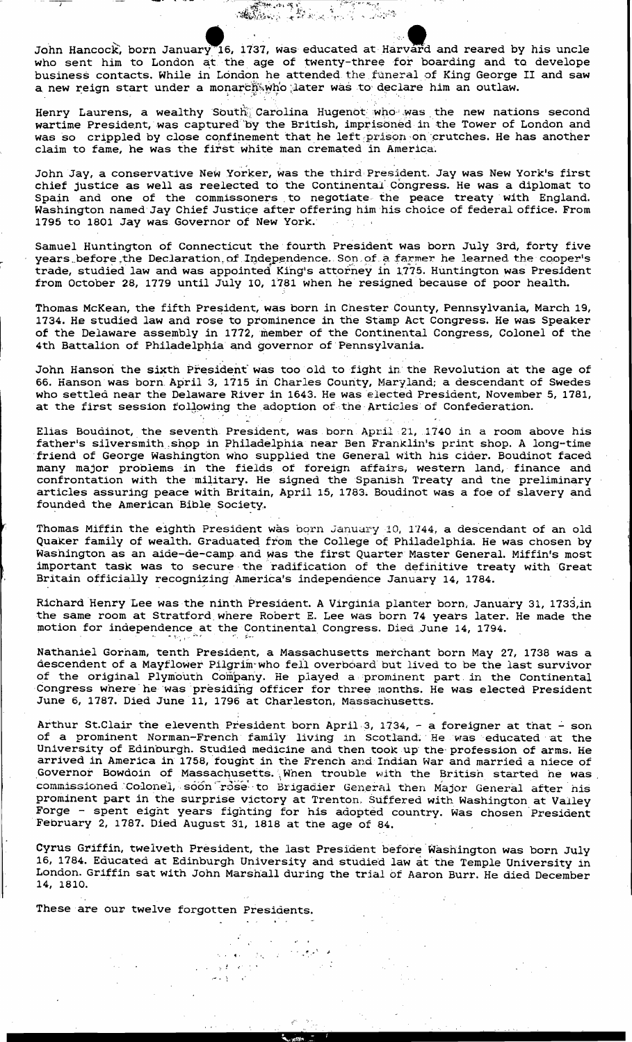John Hancock, born January 16, 1737, was educated at Harvard and reared by his uncle who sent him to London at the age of twenty-three for boarding and to develope business contacts. While in London he attended the funeral of King George II and saw a new reign start under a monarch who later was to declare him an outlaw.

Henry Laurens, a wealthy South Carolina Hugenot who was the new nations second wartime President, was captured by the British, imprisoned in the Tower of London and was so crippled by close confinement that he left prison on crutches. He has another claim to fame, he was the first white man cremated in America.

John Jay, a conservative New Yorker, was the third President. Jay was New York's first chief justice as well as reelected to the Continental Congress. He was a diplomat to Spain and one of the commissoners to negotiate the peace treaty with England. Washington named Jay Chief Justice after offering him his choice of federal office. From 1795 to 1801 Jay was Governor of New York.

Samuel Huntington of Connecticut the fourth President was born July 3rd, forty five years before the Declaration of Independence. Son of a farmer he learned the cooper's trade, studied law and was appointed King's attorney in 1775. Huntington was President from October 28, 1779 until July 10, 1781 when he resigned because of poor health.

Thomas McKean, the fifth President, was born in Chester County, Pennsylvania, March 19, 1734. He studied law and rose to prominence in the Stamp Act Congress. He was Speaker of the Delaware assembly in 1772, member of the Continental Congress, Colonel of the 4th Battalion of Philadelphia and governor of Pennsylvania.

John Hanson the sixth President was too old to fight in the Revolution at the age of 66. Hanson was born April 3, 1715 in Charles County, Maryland; a descendant of Swedes who settled near the Delaware River in 1643. He was elected President, November 5, 1781, at the first session following the adoption of the Articles of Confederation.

Elias Boudinot, the seventh President, was born April 21, 1740 in a room above his father's silversmith shop in Philadelphia near Ben Franklin's print shop. A long-time friend of George Washington who supplied the General with his cider. Boudinot faced many major problems in the fields of foreign affairs, western land, finance and confrontation with the military. He signed the Spanish Treaty and the preliminary articles assuring peace with Britain, April 15, 1783. Boudinot was a foe of slavery and founded the American Bible Society.

Thomas Miffin the eighth President was born January 10, 1744, a descendant of an old Quaker family of wealth. Graduated from the College of Philadelphia. He was chosen by Washington as an aide-de-camp and was the first Quarter Master General. Miffin's most important task was to secure the radification of the definitive treaty with Great Britain officially recognizing America's independence January 14, 1784.

Richard Henry Lee was the ninth President. A Virginia planter born, January 31, 1733, in the same room at Stratford where Robert E. Lee was born 74 years later. He made the motion for independence at the Continental Congress. Died June 14, 1794.

Nathaniel Gorham, tenth President, a Massachusetts merchant born May 27, 1738 was a descendent of a Mayflower Pilgrim who fell overboard but lived to be the last survivor of the original Plymouth Company. He played a prominent part in the Continental Congress where he was presiding officer for three months. He was elected President June 6, 1787. Died June 11, 1796 at Charleston, Massachusetts.

Arthur St.Clair the eleventh President born April 3, 1734, - a foreigner at that - son of a prominent Norman-French family living in Scotland. He was educated at the University of Edinburgh. Studied medicine and then took up the profession of arms. He arrived in America in 1758, fought in the French and Indian War and married a niece of Governor Bowdoin of Massachusetts. When trouble with the British started he was commissioned Colonel, soon rose to Brigadier General then Major General after his prominent part in the surprise victory at Trenton. Suffered with Washington at Valley Forge - spent eight years fighting for his adopted country. Was chosen President February 2, 1787. Died August 31, 1818 at the age of 84.

Cyrus Griffin, twelveth President, the last President before Washington was born July 16, 1784. Educated at Edinburgh University and studied law at the Temple University in London. Griffin sat with John Marshall during the trial of Aaron Burr. He died December 14, 1810.

These are our twelve forgotten Presidents.